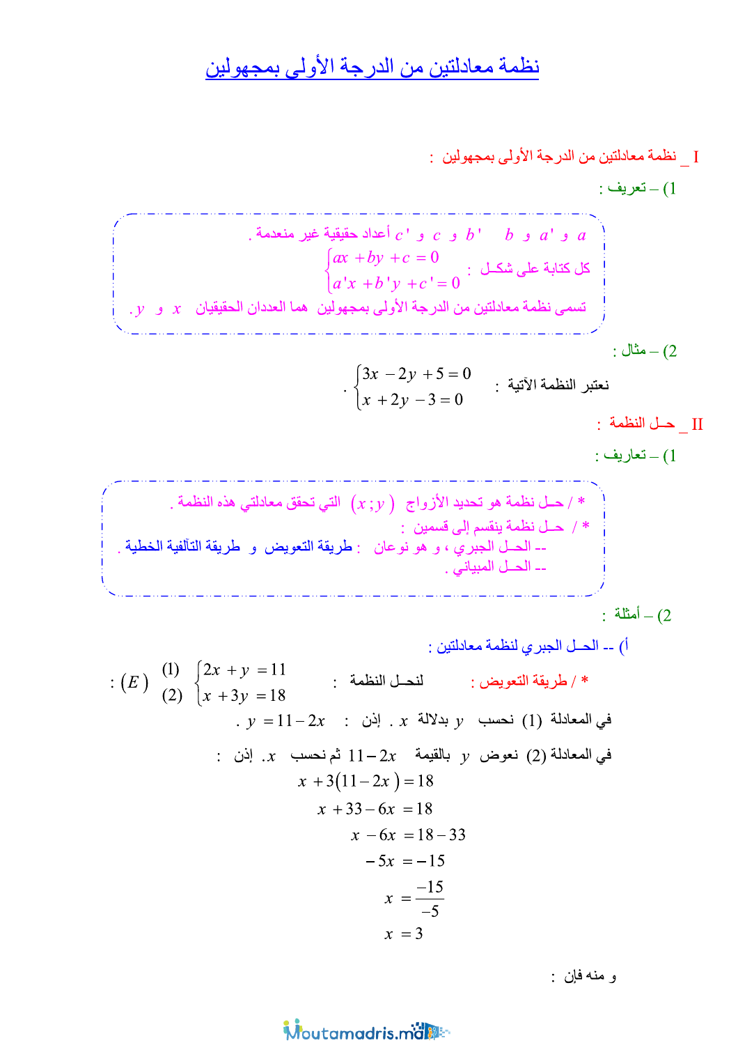# نظمة معادلتين من الدرجة الأولى بمجهولين

## I _ نظمة معادلتين من الدرجة الأولى بمجهولين :

### 1) – تعريف :

$a$ و $a'$ و $b$ و $b'$ و $c$ و $c'$ أعداد حقيقية غير منعدمة .

كل كتابة على شكل : $\begin{cases} ax + by + c = 0 \\ a'x + b'y + c' = 0 \end{cases}$

تسمى نظمة معادلتين من الدرجة الأولى بمجهولين هما العددان الحقيقيان $x$ و $y$.

### 2) – مثال :

نعتبر النظمة الآتية : $\begin{cases} 3x - 2y + 5 = 0 \\ x + 2y - 3 = 0 \end{cases}$ .

## II _ حـل النظمة :

### 1) – تعاريف :

* / حـل نظمة هو تحديد الأزواج $(x;y)$ التي تحقق معادلتي هذه النظمة .

* / حـل نظمة ينقسم إلى قسمين :

-- الحـل الجبري ، و هو نوعان : طريقة التعويض و طريقة التآلفية الخطية .

-- الحـل المبياني .

### 2) – أمثلة :

أ) -- الحـل الجبري لنظمة معادلتين :

* / طريقة التعويض : لنحـل النظمة : $(E) : \begin{cases} 2x + y = 11 & (1) \\ x + 3y = 18 & (2) \end{cases}$

في المعادلة (1) نحسب $y$ بدلالة $x$ . إذن : $y = 11 - 2x$ .

في المعادلة (2) نعوض $y$ بالقيمة $11 - 2x$ ثم نحسب $x$. إذن :

$$x + 3(11 - 2x) = 18$$

$$x + 33 - 6x = 18$$

$$x - 6x = 18 - 33$$

$$-5x = -15$$

$$x = \frac{-15}{-5}$$

$$x = 3$$

و منه فإن :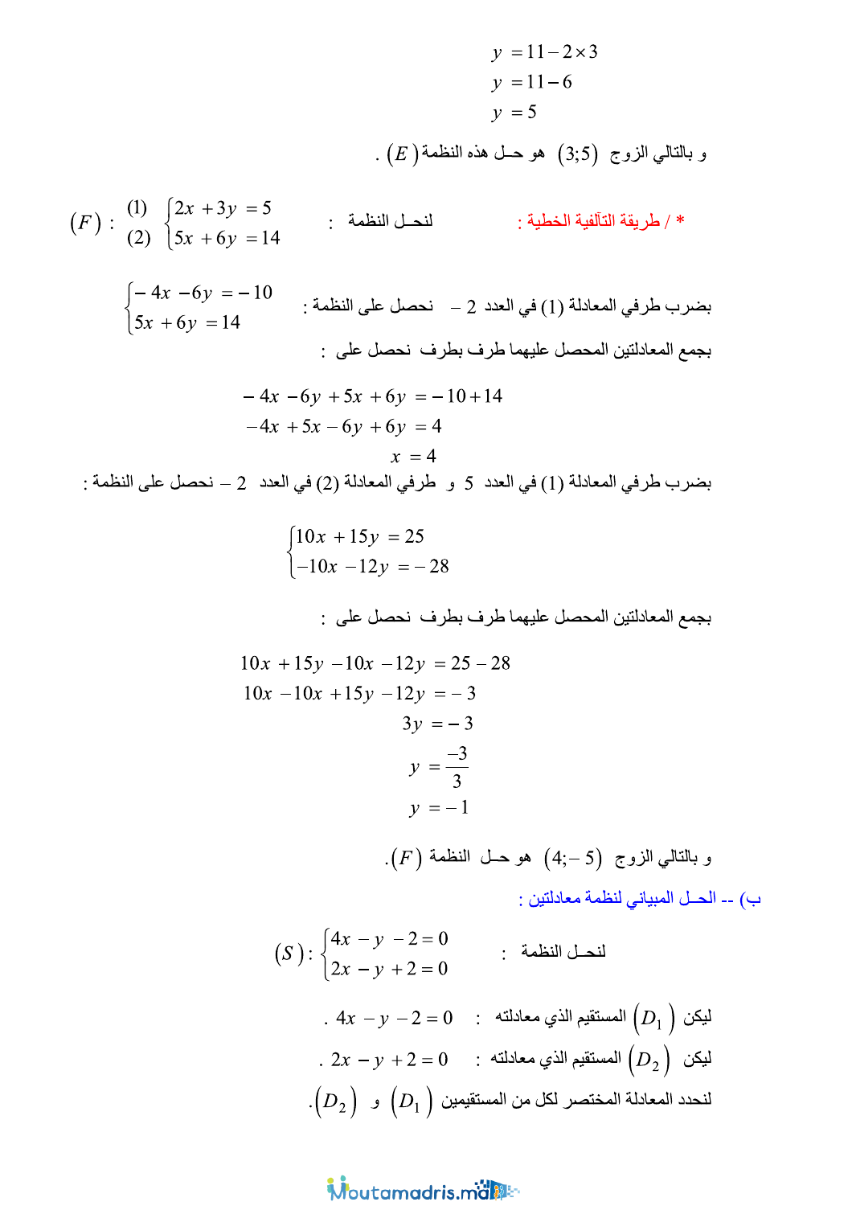$$y = 11 - 2 \times 3$$
$$y = 11 - 6$$
$$y = 5$$

و بالتالي الزوج $(3;5)$ هو حـل هذه النظمة $(E)$ .

\* / طريقة التآلفية الخطية :

لنحـل النظمة :

$$(F) : \begin{matrix} (1) \\ (2) \end{matrix} \begin{cases} 2x + 3y = 5 \\ 5x + 6y = 14 \end{cases}$$

بضرب طرفي المعادلة (1) في العدد $-2$ نحصل على النظمة :

$$\begin{cases} -4x - 6y = -10 \\ 5x + 6y = 14 \end{cases}$$

بجمع المعادلتين المحصل عليهما طرف بطرف نحصل على :

$$-4x - 6y + 5x + 6y = -10 + 14$$
$$-4x + 5x - 6y + 6y = 4$$
$$x = 4$$

بضرب طرفي المعادلة (1) في العدد $5$ و طرفي المعادلة (2) في العدد $-2$ نحصل على النظمة :

$$\begin{cases} 10x + 15y = 25 \\ -10x - 12y = -28 \end{cases}$$

بجمع المعادلتين المحصل عليهما طرف بطرف نحصل على :

$$10x + 15y - 10x - 12y = 25 - 28$$
$$10x - 10x + 15y - 12y = -3$$
$$3y = -3$$
$$y = \frac{-3}{3}$$
$$y = -1$$

و بالتالي الزوج $(4;-5)$ هو حـل النظمة $(F)$.

ب) -- الحـل المبياني لنظمة معادلتين :

لنحـل النظمة :

$$(S) : \begin{cases} 4x - y - 2 = 0 \\ 2x - y + 2 = 0 \end{cases}$$

ليكن $(D_1)$ المستقيم الذي معادلته : $4x - y - 2 = 0$ .

ليكن $(D_2)$ المستقيم الذي معادلته : $2x - y + 2 = 0$ .

لنحدد المعادلة المختصر لكل من المستقيمين $(D_1)$ و $(D_2)$.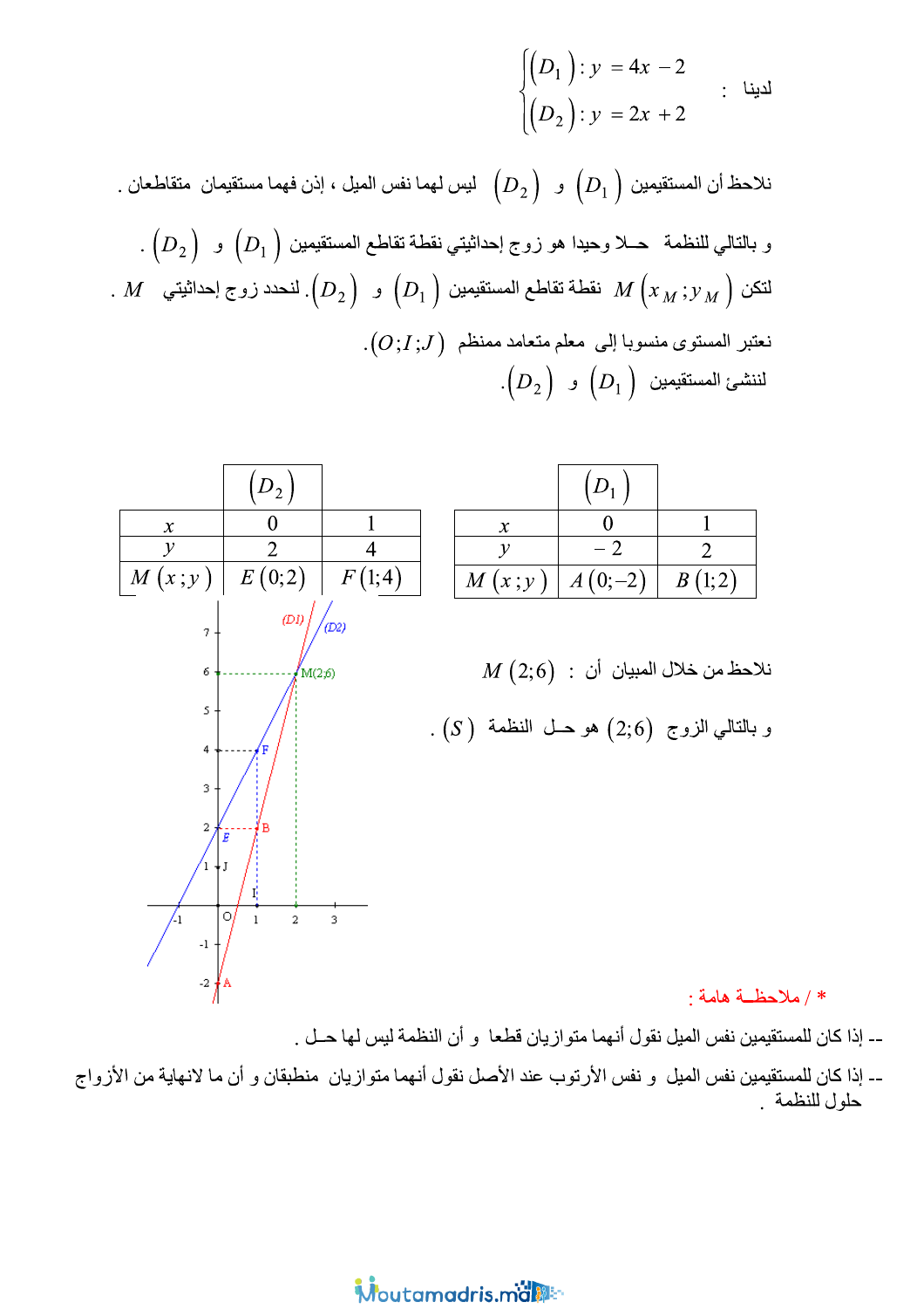لدينا :
$$\begin{cases} (D_1): y = 4x - 2 \\ (D_2): y = 2x + 2 \end{cases}$$

نلاحظ أن المستقيمين $(D_1)$ و $(D_2)$ ليس لهما نفس الميل ، إذن فهما مستقيمان متقاطعان .

و بالتالي للنظمة حــلا وحيدا هو زوج إحداثيتي نقطة تقاطع المستقيمين $(D_1)$ و $(D_2)$ .

لتكن $M(x_M ; y_M)$ نقطة تقاطع المستقيمين $(D_1)$ و $(D_2)$. لنحدد زوج إحداثيتي $M$ .

نعتبر المستوى منسوبا إلى معلم متعامد ممنظم $(O;I;J)$.

لننشئ المستقيمين $(D_1)$ و $(D_2)$.

| | $(D_1)$ | |
|---|---|---|
| $x$ | $0$ | $1$ |
| $y$ | $-2$ | $2$ |
| $M(x;y)$ | $A(0;-2)$ | $B(1;2)$ |

| | $(D_2)$ | |
|---|---|---|
| $x$ | $0$ | $1$ |
| $y$ | $2$ | $4$ |
| $M(x;y)$ | $E(0;2)$ | $F(1;4)$ |

نلاحظ من خلال المبيان أن : $M(2;6)$

و بالتالي الزوج $(2;6)$ هو حـل النظمة $(S)$ .

* / ملاحظــة هامة :

-- إذا كان للمستقيمين نفس الميل نقول أنهما متوازيان قطعا و أن النظمة ليس لها حـل .

-- إذا كان للمستقيمين نفس الميل و نفس الأرتوب عند الأصل نقول أنهما متوازيان منطبقان و أن ما لانهاية من الأزواج حلول للنظمة .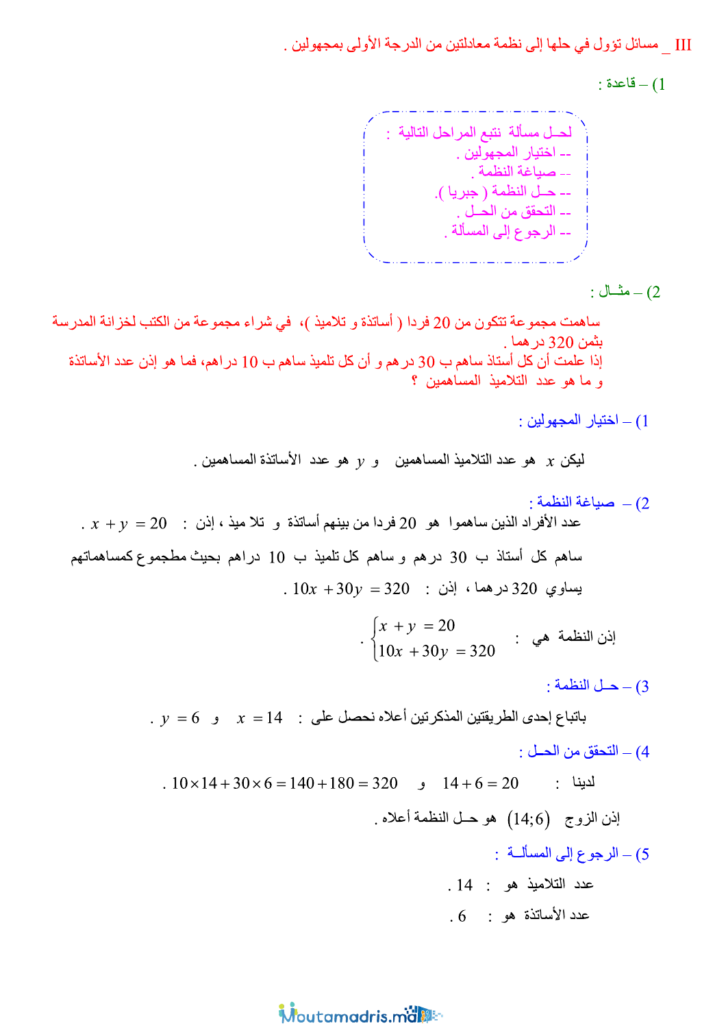## III _ مسائل تؤول في حلها إلى نظمة معادلتين من الدرجة الأولى بمجهولين .

### 1) – قاعدة :

لحـل مسألة نتبع المراحل التالية :
-- اختيار المجهولين .
-- صياغة النظمة .
-- حـل النظمة ( جبريا ).
-- التحقق من الحـل .
-- الرجوع إلى المسألة .

### 2) – مثــال :

ساهمت مجموعة تتكون من 20 فردا ( أساتذة و تلاميذ )، في شراء مجموعة من الكتب لخزانة المدرسة بثمن 320 درهما .
إذا علمت أن كل أستاذ ساهم ب 30 درهم و أن كل تلميذ ساهم ب 10 دراهم، فما هو إذن عدد الأساتذة و ما هو عدد التلاميذ المساهمين ؟

1) – اختيار المجهولين :

ليكن $x$ هو عدد التلاميذ المساهمين و $y$ هو عدد الأساتذة المساهمين .

2) – صياغة النظمة :

عدد الأفراد الذين ساهموا هو 20 فردا من بينهم أساتذة و تلا ميذ ، إذن : $x+y=20$ .

ساهم كل أستاذ ب 30 درهم و ساهم كل تلميذ ب 10 دراهم بحيث مطجموع كمساهماتهم يساوي 320 درهما ، إذن : $10x+30y=320$ .

إذن النظمة هي : $\begin{cases} x+y=20 \\ 10x+30y=320 \end{cases}$ .

3) – حـل النظمة :

باتباع إحدى الطريقتين المذكرتين أعلاه نحصل على : $x=14$ و $y=6$ .

4) – التحقق من الحـل :

لدينا : $14+6=20$ و $10\times14+30\times6=140+180=320$ .

إذن الزوج $(14;6)$ هو حـل النظمة أعلاه .

5) – الرجوع إلى المسألــة :

عدد التلاميذ هو : 14 .

عدد الأساتذة هو : 6 .